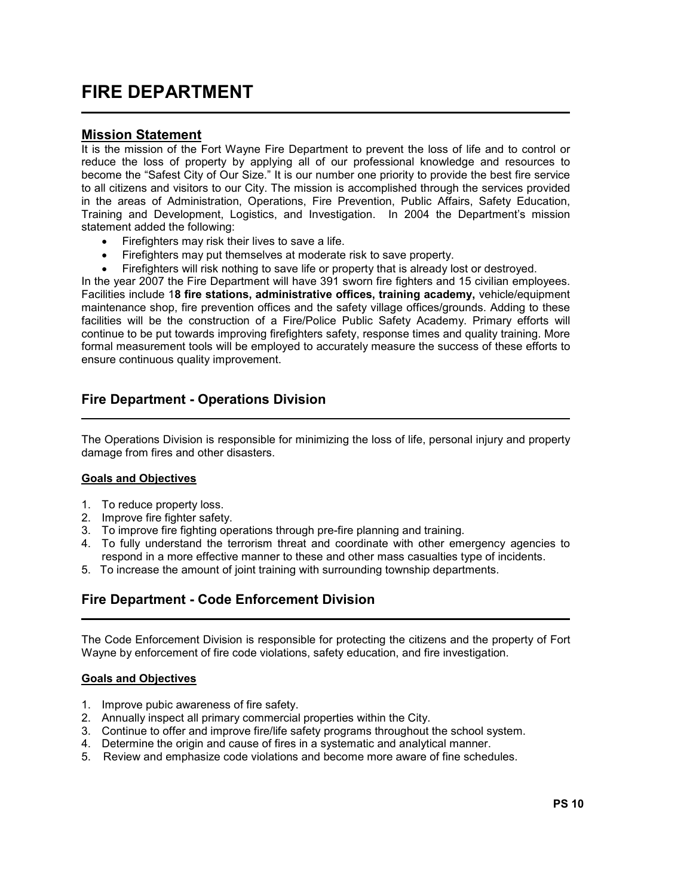# FIRE DEPARTMENT

## Mission Statement

It is the mission of the Fort Wayne Fire Department to prevent the loss of life and to control or reduce the loss of property by applying all of our professional knowledge and resources to become the "Safest City of Our Size." It is our number one priority to provide the best fire service to all citizens and visitors to our City. The mission is accomplished through the services provided in the areas of Administration, Operations, Fire Prevention, Public Affairs, Safety Education, Training and Development, Logistics, and Investigation. In 2004 the Department's mission statement added the following:

- Firefighters may risk their lives to save a life.
- Firefighters may put themselves at moderate risk to save property.
- Firefighters will risk nothing to save life or property that is already lost or destroyed.

In the year 2007 the Fire Department will have 391 sworn fire fighters and 15 civilian employees. Facilities include 1**8 fire stations, administrative offices, training academy,** vehicle/equipment maintenance shop, fire prevention offices and the safety village offices/grounds. Adding to these facilities will be the construction of a Fire/Police Public Safety Academy. Primary efforts will continue to be put towards improving firefighters safety, response times and quality training. More formal measurement tools will be employed to accurately measure the success of these efforts to ensure continuous quality improvement.

## Fire Department - Operations Division

The Operations Division is responsible for minimizing the loss of life, personal injury and property damage from fires and other disasters.

### Goals and Objectives

1. To reduce property loss.
2. Improve fire fighter safety.
3. To improve fire fighting operations through pre-fire planning and training.
4. To fully understand the terrorism threat and coordinate with other emergency agencies to respond in a more effective manner to these and other mass casualties type of incidents.
5. To increase the amount of joint training with surrounding township departments.

## Fire Department - Code Enforcement Division

The Code Enforcement Division is responsible for protecting the citizens and the property of Fort Wayne by enforcement of fire code violations, safety education, and fire investigation.

### Goals and Objectives

1. Improve pubic awareness of fire safety.
2. Annually inspect all primary commercial properties within the City.
3. Continue to offer and improve fire/life safety programs throughout the school system.
4. Determine the origin and cause of fires in a systematic and analytical manner.
5. Review and emphasize code violations and become more aware of fine schedules.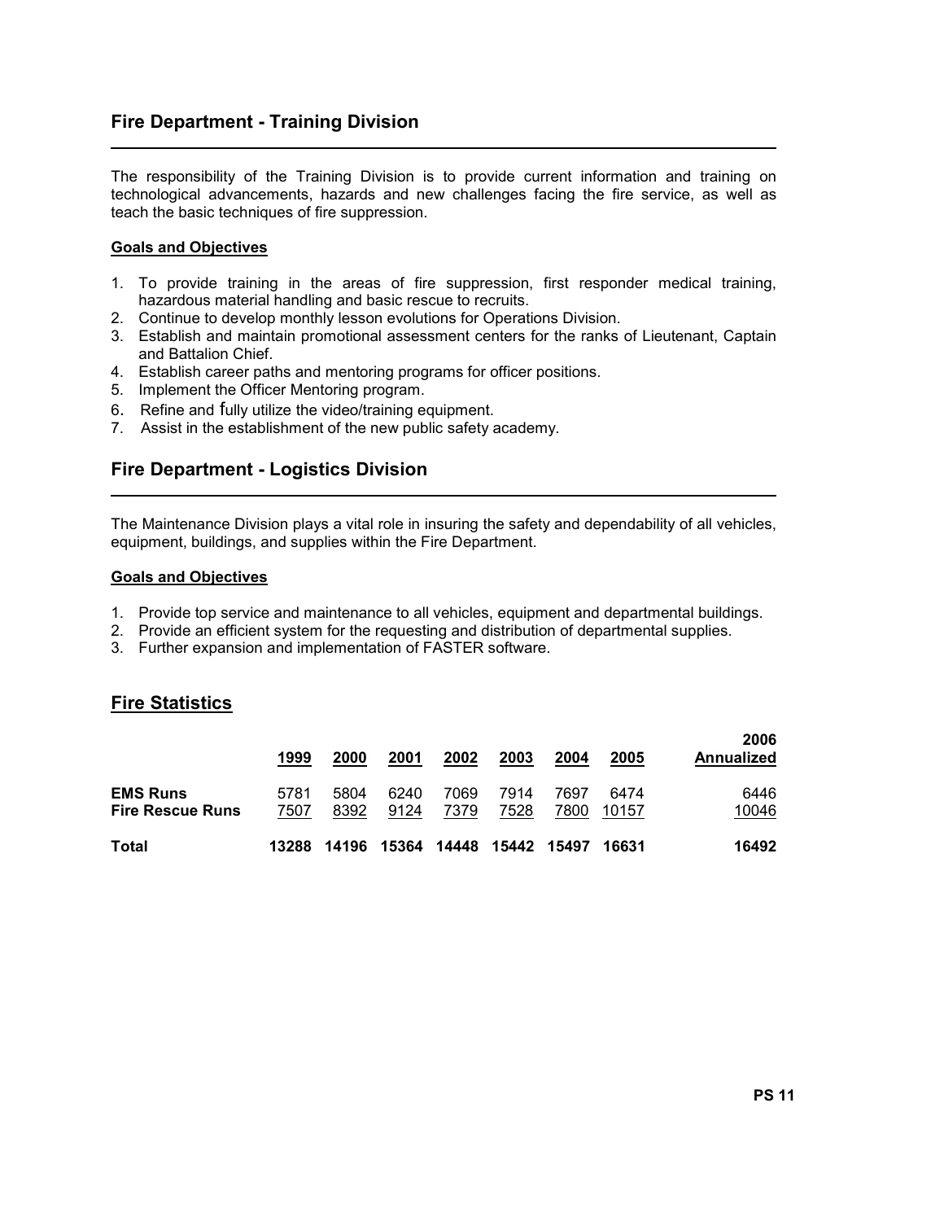## Fire Department - Training Division

The responsibility of the Training Division is to provide current information and training on technological advancements, hazards and new challenges facing the fire service, as well as teach the basic techniques of fire suppression.

**Goals and Objectives**

1. To provide training in the areas of fire suppression, first responder medical training, hazardous material handling and basic rescue to recruits.
2. Continue to develop monthly lesson evolutions for Operations Division.
3. Establish and maintain promotional assessment centers for the ranks of Lieutenant, Captain and Battalion Chief.
4. Establish career paths and mentoring programs for officer positions.
5. Implement the Officer Mentoring program.
6. Refine and fully utilize the video/training equipment.
7. Assist in the establishment of the new public safety academy.

## Fire Department - Logistics Division

The Maintenance Division plays a vital role in insuring the safety and dependability of all vehicles, equipment, buildings, and supplies within the Fire Department.

**Goals and Objectives**

1. Provide top service and maintenance to all vehicles, equipment and departmental buildings.
2. Provide an efficient system for the requesting and distribution of departmental supplies.
3. Further expansion and implementation of FASTER software.

## Fire Statistics

| | 1999 | 2000 | 2001 | 2002 | 2003 | 2004 | 2005 | 2006 Annualized |
|---|---|---|---|---|---|---|---|---|
| **EMS Runs** | 5781 | 5804 | 6240 | 7069 | 7914 | 7697 | 6474 | 6446 |
| **Fire Rescue Runs** | 7507 | 8392 | 9124 | 7379 | 7528 | 7800 | 10157 | 10046 |
| **Total** | **13288** | **14196** | **15364** | **14448** | **15442** | **15497** | **16631** | **16492** |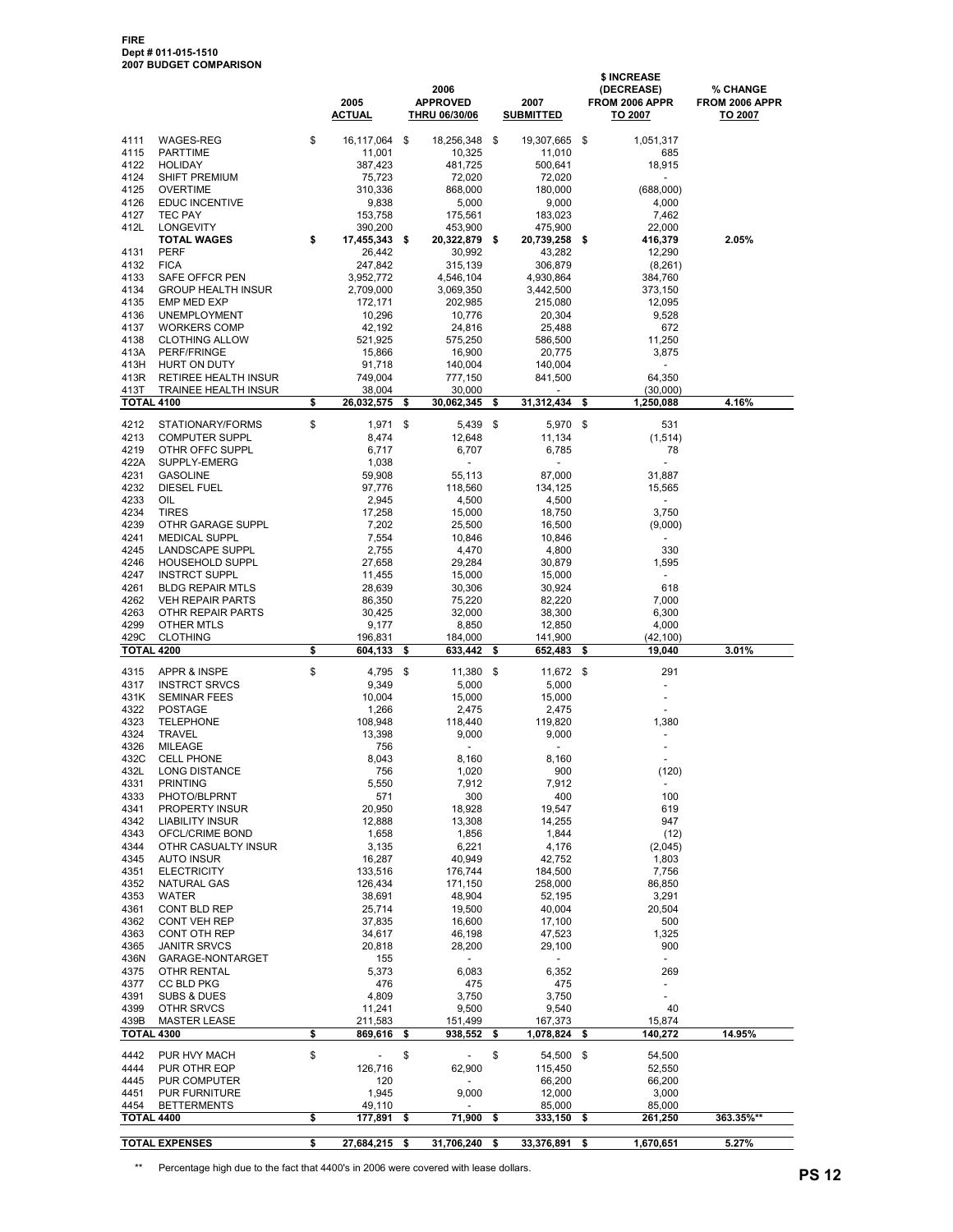**FIRE**
**Dept # 011-015-1510**
**2007 BUDGET COMPARISON**

| | | 2005 ACTUAL | 2006 APPROVED THRU 06/30/06 | 2007 SUBMITTED | $ INCREASE (DECREASE) FROM 2006 APPR TO 2007 | % CHANGE FROM 2006 APPR TO 2007 |
|---|---|---|---|---|---|---|
| 4111 | WAGES-REG | $ 16,117,064 | $ 18,256,348 | $ 19,307,665 | $ 1,051,317 | |
| 4115 | PARTTIME | 11,001 | 10,325 | 11,010 | 685 | |
| 4122 | HOLIDAY | 387,423 | 481,725 | 500,641 | 18,915 | |
| 4124 | SHIFT PREMIUM | 75,723 | 72,020 | 72,020 | - | |
| 4125 | OVERTIME | 310,336 | 868,000 | 180,000 | (688,000) | |
| 4126 | EDUC INCENTIVE | 9,838 | 5,000 | 9,000 | 4,000 | |
| 4127 | TEC PAY | 153,758 | 175,561 | 183,023 | 7,462 | |
| 412L | LONGEVITY | 390,200 | 453,900 | 475,900 | 22,000 | |
| | **TOTAL WAGES** | **$ 17,455,343** | **$ 20,322,879** | **$ 20,739,258** | **$ 416,379** | **2.05%** |
| 4131 | PERF | 26,442 | 30,992 | 43,282 | 12,290 | |
| 4132 | FICA | 247,842 | 315,139 | 306,879 | (8,261) | |
| 4133 | SAFE OFFCR PEN | 3,952,772 | 4,546,104 | 4,930,864 | 384,760 | |
| 4134 | GROUP HEALTH INSUR | 2,709,000 | 3,069,350 | 3,442,500 | 373,150 | |
| 4135 | EMP MED EXP | 172,171 | 202,985 | 215,080 | 12,095 | |
| 4136 | UNEMPLOYMENT | 10,296 | 10,776 | 20,304 | 9,528 | |
| 4137 | WORKERS COMP | 42,192 | 24,816 | 25,488 | 672 | |
| 4138 | CLOTHING ALLOW | 521,925 | 575,250 | 586,500 | 11,250 | |
| 413A | PERF/FRINGE | 15,866 | 16,900 | 20,775 | 3,875 | |
| 413H | HURT ON DUTY | 91,718 | 140,004 | 140,004 | - | |
| 413R | RETIREE HEALTH INSUR | 749,004 | 777,150 | 841,500 | 64,350 | |
| 413T | TRAINEE HEALTH INSUR | 38,004 | 30,000 | - | (30,000) | |
| **TOTAL 4100** | | **$ 26,032,575** | **$ 30,062,345** | **$ 31,312,434** | **$ 1,250,088** | **4.16%** |
| 4212 | STATIONARY/FORMS | $ 1,971 | $ 5,439 | $ 5,970 | $ 531 | |
| 4213 | COMPUTER SUPPL | 8,474 | 12,648 | 11,134 | (1,514) | |
| 4219 | OTHR OFFC SUPPL | 6,717 | 6,707 | 6,785 | 78 | |
| 422A | SUPPLY-EMERG | 1,038 | - | - | - | |
| 4231 | GASOLINE | 59,908 | 55,113 | 87,000 | 31,887 | |
| 4232 | DIESEL FUEL | 97,776 | 118,560 | 134,125 | 15,565 | |
| 4233 | OIL | 2,945 | 4,500 | 4,500 | - | |
| 4234 | TIRES | 17,258 | 15,000 | 18,750 | 3,750 | |
| 4239 | OTHR GARAGE SUPPL | 7,202 | 25,500 | 16,500 | (9,000) | |
| 4241 | MEDICAL SUPPL | 7,554 | 10,846 | 10,846 | - | |
| 4245 | LANDSCAPE SUPPL | 2,755 | 4,470 | 4,800 | 330 | |
| 4246 | HOUSEHOLD SUPPL | 27,658 | 29,284 | 30,879 | 1,595 | |
| 4247 | INSTRCT SUPPL | 11,455 | 15,000 | 15,000 | - | |
| 4261 | BLDG REPAIR MTLS | 28,639 | 30,306 | 30,924 | 618 | |
| 4262 | VEH REPAIR PARTS | 86,350 | 75,220 | 82,220 | 7,000 | |
| 4263 | OTHR REPAIR PARTS | 30,425 | 32,000 | 38,300 | 6,300 | |
| 4299 | OTHER MTLS | 9,177 | 8,850 | 12,850 | 4,000 | |
| 429C | CLOTHING | 196,831 | 184,000 | 141,900 | (42,100) | |
| **TOTAL 4200** | | **$ 604,133** | **$ 633,442** | **$ 652,483** | **$ 19,040** | **3.01%** |
| 4315 | APPR & INSPE | $ 4,795 | $ 11,380 | $ 11,672 | $ 291 | |
| 4317 | INSTRCT SRVCS | 9,349 | 5,000 | 5,000 | - | |
| 431K | SEMINAR FEES | 10,004 | 15,000 | 15,000 | - | |
| 4322 | POSTAGE | 1,266 | 2,475 | 2,475 | - | |
| 4323 | TELEPHONE | 108,948 | 118,440 | 119,820 | 1,380 | |
| 4324 | TRAVEL | 13,398 | 9,000 | 9,000 | - | |
| 4326 | MILEAGE | 756 | - | - | - | |
| 432C | CELL PHONE | 8,043 | 8,160 | 8,160 | - | |
| 432L | LONG DISTANCE | 756 | 1,020 | 900 | (120) | |
| 4331 | PRINTING | 5,550 | 7,912 | 7,912 | - | |
| 4333 | PHOTO/BLPRNT | 571 | 300 | 400 | 100 | |
| 4341 | PROPERTY INSUR | 20,950 | 18,928 | 19,547 | 619 | |
| 4342 | LIABILITY INSUR | 12,888 | 13,308 | 14,255 | 947 | |
| 4343 | OFCL/CRIME BOND | 1,658 | 1,856 | 1,844 | (12) | |
| 4344 | OTHR CASUALTY INSUR | 3,135 | 6,221 | 4,176 | (2,045) | |
| 4345 | AUTO INSUR | 16,287 | 40,949 | 42,752 | 1,803 | |
| 4351 | ELECTRICITY | 133,516 | 176,744 | 184,500 | 7,756 | |
| 4352 | NATURAL GAS | 126,434 | 171,150 | 258,000 | 86,850 | |
| 4353 | WATER | 38,691 | 48,904 | 52,195 | 3,291 | |
| 4361 | CONT BLD REP | 25,714 | 19,500 | 40,004 | 20,504 | |
| 4362 | CONT VEH REP | 37,835 | 16,600 | 17,100 | 500 | |
| 4363 | CONT OTH REP | 34,617 | 46,198 | 47,523 | 1,325 | |
| 4365 | JANITR SRVCS | 20,818 | 28,200 | 29,100 | 900 | |
| 436N | GARAGE-NONTARGET | 155 | - | - | - | |
| 4375 | OTHR RENTAL | 5,373 | 6,083 | 6,352 | 269 | |
| 4377 | CC BLD PKG | 476 | 475 | 475 | - | |
| 4391 | SUBS & DUES | 4,809 | 3,750 | 3,750 | - | |
| 4399 | OTHR SRVCS | 11,241 | 9,500 | 9,540 | 40 | |
| 439B | MASTER LEASE | 211,583 | 151,499 | 167,373 | 15,874 | |
| **TOTAL 4300** | | **$ 869,616** | **$ 938,552** | **$ 1,078,824** | **$ 140,272** | **14.95%** |
| 4442 | PUR HVY MACH | $ - | $ - | $ 54,500 | $ 54,500 | |
| 4444 | PUR OTHR EQP | 126,716 | 62,900 | 115,450 | 52,550 | |
| 4445 | PUR COMPUTER | 120 | - | 66,200 | 66,200 | |
| 4451 | PUR FURNITURE | 1,945 | 9,000 | 12,000 | 3,000 | |
| 4454 | BETTERMENTS | 49,110 | - | 85,000 | 85,000 | |
| **TOTAL 4400** | | **$ 177,891** | **$ 71,900** | **$ 333,150** | **$ 261,250** | **363.35%\*\*** |
| **TOTAL EXPENSES** | | **$ 27,684,215** | **$ 31,706,240** | **$ 33,376,891** | **$ 1,670,651** | **5.27%** |

** Percentage high due to the fact that 4400's in 2006 were covered with lease dollars.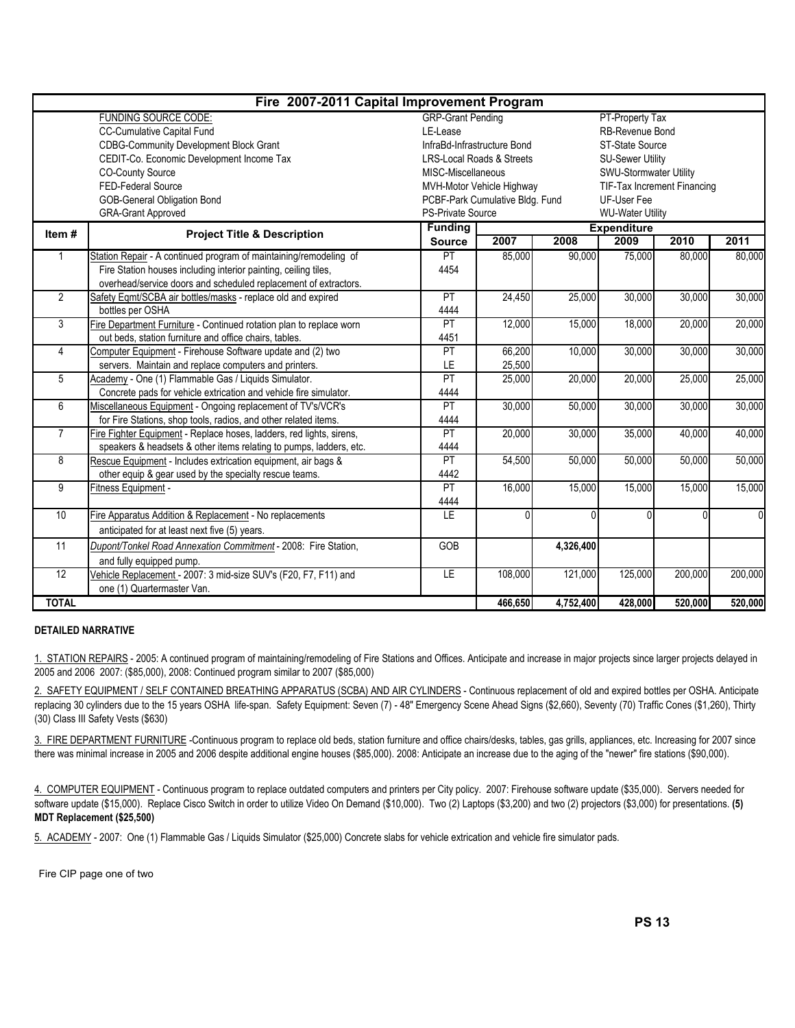# Fire 2007-2011 Capital Improvement Program

| FUNDING SOURCE CODE: | | |
|---|---|---|
| CC-Cumulative Capital Fund | GRP-Grant Pending | PT-Property Tax |
| CDBG-Community Development Block Grant | LE-Lease | RB-Revenue Bond |
| CEDIT-Co. Economic Development Income Tax | InfraBd-Infrastructure Bond | ST-State Source |
| CO-County Source | LRS-Local Roads & Streets | SU-Sewer Utility |
| FED-Federal Source | MISC-Miscellaneous | SWU-Stormwater Utility |
| GOB-General Obligation Bond | MVH-Motor Vehicle Highway | TIF-Tax Increment Financing |
| GRA-Grant Approved | PCBF-Park Cumulative Bldg. Fund | UF-User Fee |
| | PS-Private Source | WU-Water Utility |

| Item # | Project Title & Description | Funding Source | Expenditure 2007 | 2008 | 2009 | 2010 | 2011 |
|---|---|---|---|---|---|---|---|
| 1 | Station Repair - A continued program of maintaining/remodeling of Fire Station houses including interior painting, ceiling tiles, overhead/service doors and scheduled replacement of extractors. | PT 4454 | 85,000 | 90,000 | 75,000 | 80,000 | 80,000 |
| 2 | Safety Eqmt/SCBA air bottles/masks - replace old and expired bottles per OSHA | PT 4444 | 24,450 | 25,000 | 30,000 | 30,000 | 30,000 |
| 3 | Fire Department Furniture - Continued rotation plan to replace worn out beds, station furniture and office chairs, tables. | PT 4451 | 12,000 | 15,000 | 18,000 | 20,000 | 20,000 |
| 4 | Computer Equipment - Firehouse Software update and (2) two servers. Maintain and replace computers and printers. | PT<br>LE | 66,200<br>25,500 | 10,000 | 30,000 | 30,000 | 30,000 |
| 5 | Academy - One (1) Flammable Gas / Liquids Simulator. Concrete pads for vehicle extrication and vehicle fire simulator. | PT 4444 | 25,000 | 20,000 | 20,000 | 25,000 | 25,000 |
| 6 | Miscellaneous Equipment - Ongoing replacement of TV's/VCR's for Fire Stations, shop tools, radios, and other related items. | PT 4444 | 30,000 | 50,000 | 30,000 | 30,000 | 30,000 |
| 7 | Fire Fighter Equipment - Replace hoses, ladders, red lights, sirens, speakers & headsets & other items relating to pumps, ladders, etc. | PT 4444 | 20,000 | 30,000 | 35,000 | 40,000 | 40,000 |
| 8 | Rescue Equipment - Includes extrication equipment, air bags & other equip & gear used by the specialty rescue teams. | PT 4442 | 54,500 | 50,000 | 50,000 | 50,000 | 50,000 |
| 9 | Fitness Equipment - | PT 4444 | 16,000 | 15,000 | 15,000 | 15,000 | 15,000 |
| 10 | Fire Apparatus Addition & Replacement - No replacements anticipated for at least next five (5) years. | LE | 0 | 0 | 0 | 0 | 0 |
| 11 | *Dupont/Tonkel Road Annexation Commitment* - 2008: Fire Station, and fully equipped pump. | GOB | | 4,326,400 | | | |
| 12 | Vehicle Replacement - 2007: 3 mid-size SUV's (F20, F7, F11) and one (1) Quartermaster Van. | LE | 108,000 | 121,000 | 125,000 | 200,000 | 200,000 |
| **TOTAL** | | | **466,650** | **4,752,400** | **428,000** | **520,000** | **520,000** |

**DETAILED NARRATIVE**

1. STATION REPAIRS - 2005: A continued program of maintaining/remodeling of Fire Stations and Offices. Anticipate and increase in major projects since larger projects delayed in 2005 and 2006 2007: ($85,000), 2008: Continued program similar to 2007 ($85,000)

2. SAFETY EQUIPMENT / SELF CONTAINED BREATHING APPARATUS (SCBA) AND AIR CYLINDERS - Continuous replacement of old and expired bottles per OSHA. Anticipate replacing 30 cylinders due to the 15 years OSHA life-span. Safety Equipment: Seven (7) - 48" Emergency Scene Ahead Signs ($2,660), Seventy (70) Traffic Cones ($1,260), Thirty (30) Class III Safety Vests ($630)

3. FIRE DEPARTMENT FURNITURE -Continuous program to replace old beds, station furniture and office chairs/desks, tables, gas grills, appliances, etc. Increasing for 2007 since there was minimal increase in 2005 and 2006 despite additional engine houses ($85,000). 2008: Anticipate an increase due to the aging of the "newer" fire stations ($90,000).

4. COMPUTER EQUIPMENT - Continuous program to replace outdated computers and printers per City policy. 2007: Firehouse software update ($35,000). Servers needed for software update ($15,000). Replace Cisco Switch in order to utilize Video On Demand ($10,000). Two (2) Laptops ($3,200) and two (2) projectors ($3,000) for presentations. **(5) MDT Replacement ($25,500)**

5. ACADEMY - 2007: One (1) Flammable Gas / Liquids Simulator ($25,000) Concrete slabs for vehicle extrication and vehicle fire simulator pads.

Fire CIP page one of two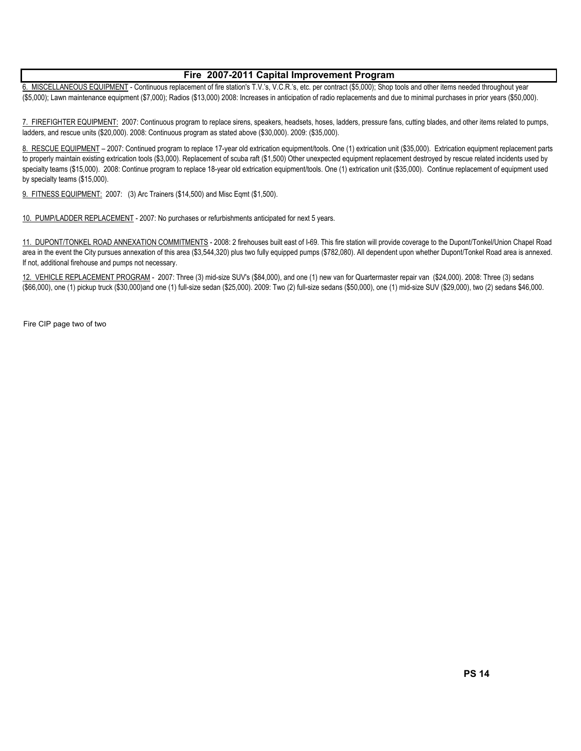## Fire 2007-2011 Capital Improvement Program

6. MISCELLANEOUS EQUIPMENT - Continuous replacement of fire station's T.V.'s, V.C.R.'s, etc. per contract ($5,000); Shop tools and other items needed throughout year ($5,000); Lawn maintenance equipment ($7,000); Radios ($13,000) 2008: Increases in anticipation of radio replacements and due to minimal purchases in prior years ($50,000).

7. FIREFIGHTER EQUIPMENT: 2007: Continuous program to replace sirens, speakers, headsets, hoses, ladders, pressure fans, cutting blades, and other items related to pumps, ladders, and rescue units ($20,000). 2008: Continuous program as stated above ($30,000). 2009: ($35,000).

8. RESCUE EQUIPMENT – 2007: Continued program to replace 17-year old extrication equipment/tools. One (1) extrication unit ($35,000). Extrication equipment replacement parts to properly maintain existing extrication tools ($3,000). Replacement of scuba raft ($1,500) Other unexpected equipment replacement destroyed by rescue related incidents used by specialty teams ($15,000). 2008: Continue program to replace 18-year old extrication equipment/tools. One (1) extrication unit ($35,000). Continue replacement of equipment used by specialty teams ($15,000).

9. FITNESS EQUIPMENT: 2007: (3) Arc Trainers ($14,500) and Misc Eqmt ($1,500).

10. PUMP/LADDER REPLACEMENT - 2007: No purchases or refurbishments anticipated for next 5 years.

11. DUPONT/TONKEL ROAD ANNEXATION COMMITMENTS - 2008: 2 firehouses built east of I-69. This fire station will provide coverage to the Dupont/Tonkel/Union Chapel Road area in the event the City pursues annexation of this area ($3,544,320) plus two fully equipped pumps ($782,080). All dependent upon whether Dupont/Tonkel Road area is annexed. If not, additional firehouse and pumps not necessary.

12. VEHICLE REPLACEMENT PROGRAM - 2007: Three (3) mid-size SUV's ($84,000), and one (1) new van for Quartermaster repair van ($24,000). 2008: Three (3) sedans ($66,000), one (1) pickup truck ($30,000)and one (1) full-size sedan ($25,000). 2009: Two (2) full-size sedans ($50,000), one (1) mid-size SUV ($29,000), two (2) sedans $46,000.

Fire CIP page two of two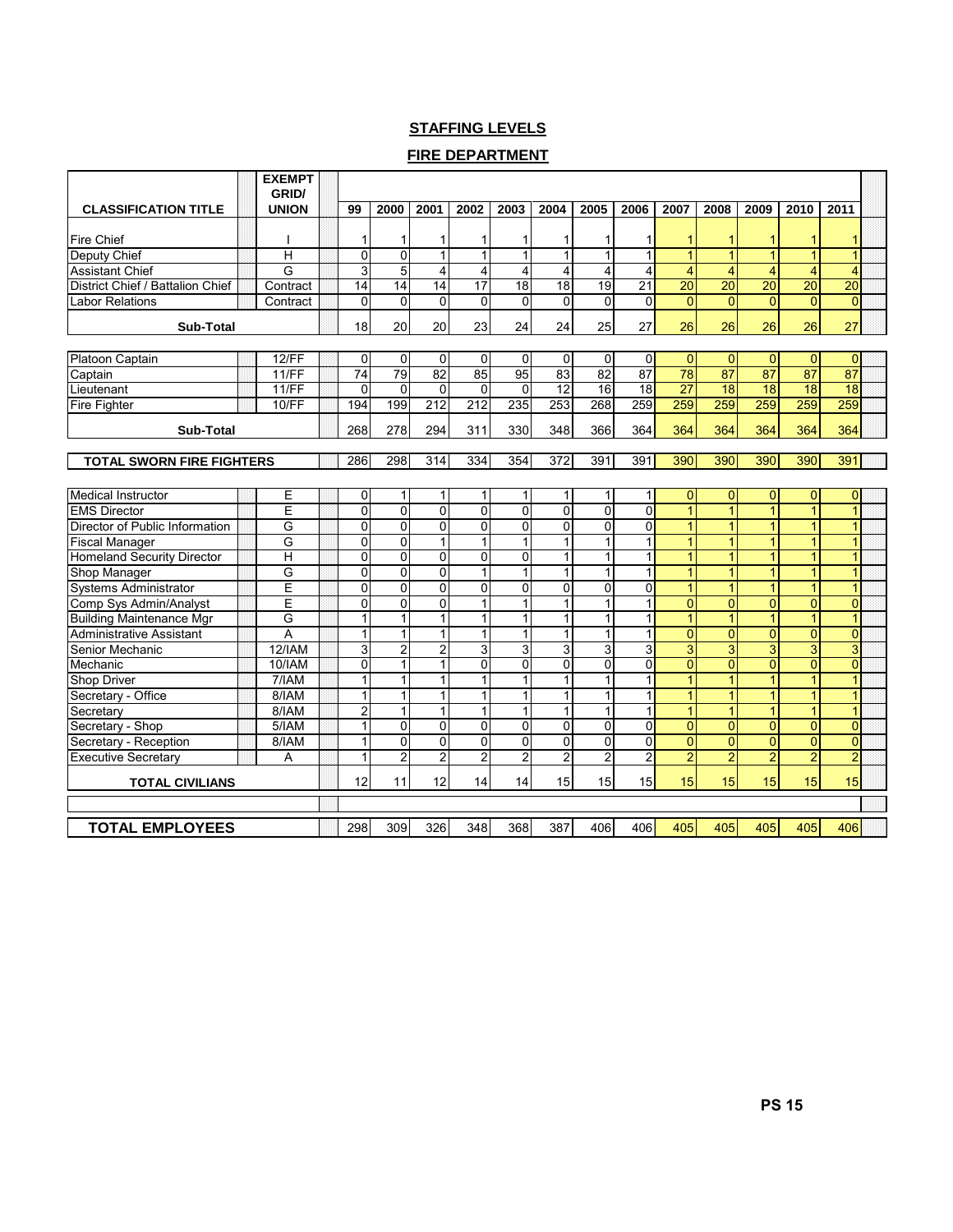## STAFFING LEVELS

## FIRE DEPARTMENT

| CLASSIFICATION TITLE | EXEMPT GRID/ UNION | 99 | 2000 | 2001 | 2002 | 2003 | 2004 | 2005 | 2006 | 2007 | 2008 | 2009 | 2010 | 2011 |
|---|---|---|---|---|---|---|---|---|---|---|---|---|---|---|
| Fire Chief | I | 1 | 1 | 1 | 1 | 1 | 1 | 1 | 1 | 1 | 1 | 1 | 1 | 1 |
| Deputy Chief | H | 0 | 0 | 1 | 1 | 1 | 1 | 1 | 1 | 1 | 1 | 1 | 1 | 1 |
| Assistant Chief | G | 3 | 5 | 4 | 4 | 4 | 4 | 4 | 4 | 4 | 4 | 4 | 4 | 4 |
| District Chief / Battalion Chief | Contract | 14 | 14 | 14 | 17 | 18 | 18 | 19 | 21 | 20 | 20 | 20 | 20 | 20 |
| Labor Relations | Contract | 0 | 0 | 0 | 0 | 0 | 0 | 0 | 0 | 0 | 0 | 0 | 0 | 0 |
| **Sub-Total** | | 18 | 20 | 20 | 23 | 24 | 24 | 25 | 27 | 26 | 26 | 26 | 26 | 27 |
| Platoon Captain | 12/FF | 0 | 0 | 0 | 0 | 0 | 0 | 0 | 0 | 0 | 0 | 0 | 0 | 0 |
| Captain | 11/FF | 74 | 79 | 82 | 85 | 95 | 83 | 82 | 87 | 78 | 87 | 87 | 87 | 87 |
| Lieutenant | 11/FF | 0 | 0 | 0 | 0 | 0 | 12 | 16 | 18 | 27 | 18 | 18 | 18 | 18 |
| Fire Fighter | 10/FF | 194 | 199 | 212 | 212 | 235 | 253 | 268 | 259 | 259 | 259 | 259 | 259 | 259 |
| **Sub-Total** | | 268 | 278 | 294 | 311 | 330 | 348 | 366 | 364 | 364 | 364 | 364 | 364 | 364 |
| **TOTAL SWORN FIRE FIGHTERS** | | 286 | 298 | 314 | 334 | 354 | 372 | 391 | 391 | 390 | 390 | 390 | 390 | 391 |
| Medical Instructor | E | 0 | 1 | 1 | 1 | 1 | 1 | 1 | 1 | 0 | 0 | 0 | 0 | 0 |
| EMS Director | E | 0 | 0 | 0 | 0 | 0 | 0 | 0 | 0 | 1 | 1 | 1 | 1 | 1 |
| Director of Public Information | G | 0 | 0 | 0 | 0 | 0 | 0 | 0 | 0 | 1 | 1 | 1 | 1 | 1 |
| Fiscal Manager | G | 0 | 0 | 1 | 1 | 1 | 1 | 1 | 1 | 1 | 1 | 1 | 1 | 1 |
| Homeland Security Director | H | 0 | 0 | 0 | 0 | 0 | 1 | 1 | 1 | 1 | 1 | 1 | 1 | 1 |
| Shop Manager | G | 0 | 0 | 0 | 1 | 1 | 1 | 1 | 1 | 1 | 1 | 1 | 1 | 1 |
| Systems Administrator | E | 0 | 0 | 0 | 0 | 0 | 0 | 0 | 0 | 1 | 1 | 1 | 1 | 1 |
| Comp Sys Admin/Analyst | E | 0 | 0 | 0 | 1 | 1 | 1 | 1 | 1 | 0 | 0 | 0 | 0 | 0 |
| Building Maintenance Mgr | G | 1 | 1 | 1 | 1 | 1 | 1 | 1 | 1 | 1 | 1 | 1 | 1 | 1 |
| Administrative Assistant | A | 1 | 1 | 1 | 1 | 1 | 1 | 1 | 1 | 0 | 0 | 0 | 0 | 0 |
| Senior Mechanic | 12/IAM | 3 | 2 | 2 | 3 | 3 | 3 | 3 | 3 | 3 | 3 | 3 | 3 | 3 |
| Mechanic | 10/IAM | 0 | 1 | 1 | 0 | 0 | 0 | 0 | 0 | 0 | 0 | 0 | 0 | 0 |
| Shop Driver | 7/IAM | 1 | 1 | 1 | 1 | 1 | 1 | 1 | 1 | 1 | 1 | 1 | 1 | 1 |
| Secretary - Office | 8/IAM | 1 | 1 | 1 | 1 | 1 | 1 | 1 | 1 | 1 | 1 | 1 | 1 | 1 |
| Secretary | 8/IAM | 2 | 1 | 1 | 1 | 1 | 1 | 1 | 1 | 1 | 1 | 1 | 1 | 1 |
| Secretary - Shop | 5/IAM | 1 | 0 | 0 | 0 | 0 | 0 | 0 | 0 | 0 | 0 | 0 | 0 | 0 |
| Secretary - Reception | 8/IAM | 1 | 0 | 0 | 0 | 0 | 0 | 0 | 0 | 0 | 0 | 0 | 0 | 0 |
| Executive Secretary | A | 1 | 2 | 2 | 2 | 2 | 2 | 2 | 2 | 2 | 2 | 2 | 2 | 2 |
| **TOTAL CIVILIANS** | | 12 | 11 | 12 | 14 | 14 | 15 | 15 | 15 | 15 | 15 | 15 | 15 | 15 |
| **TOTAL EMPLOYEES** | | 298 | 309 | 326 | 348 | 368 | 387 | 406 | 406 | 405 | 405 | 405 | 405 | 406 |

**PS 15**